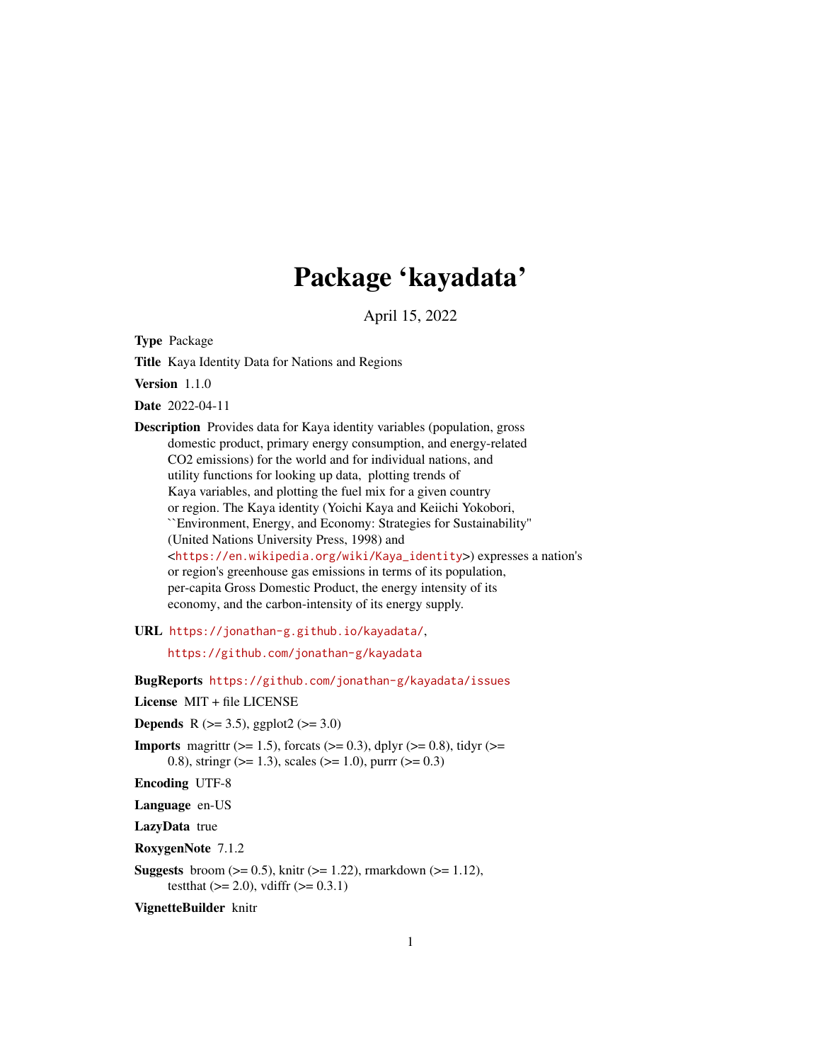# Package 'kayadata'

April 15, 2022

**Type** Package

**Title** Kaya Identity Data for Nations and Regions

**Version** 1.1.0

**Date** 2022-04-11

**Description** Provides data for Kaya identity variables (population, gross domestic product, primary energy consumption, and energy-related CO2 emissions) for the world and for individual nations, and utility functions for looking up data, plotting trends of Kaya variables, and plotting the fuel mix for a given country or region. The Kaya identity (Yoichi Kaya and Keiichi Yokobori, ``Environment, Energy, and Economy: Strategies for Sustainability'' (United Nations University Press, 1998) and <https://en.wikipedia.org/wiki/Kaya_identity>) expresses a nation's or region's greenhouse gas emissions in terms of its population, per-capita Gross Domestic Product, the energy intensity of its economy, and the carbon-intensity of its energy supply.

**URL** https://jonathan-g.github.io/kayadata/, https://github.com/jonathan-g/kayadata

**BugReports** https://github.com/jonathan-g/kayadata/issues

**License** MIT + file LICENSE

**Depends** R (>= 3.5), ggplot2 (>= 3.0)

**Imports** magrittr (>= 1.5), forcats (>= 0.3), dplyr (>= 0.8), tidyr (>= 0.8), stringr (>= 1.3), scales (>= 1.0), purrr (>= 0.3)

**Encoding** UTF-8

**Language** en-US

**LazyData** true

**RoxygenNote** 7.1.2

**Suggests** broom (>= 0.5), knitr (>= 1.22), rmarkdown (>= 1.12), testthat (>= 2.0), vdiffr (>= 0.3.1)

**VignetteBuilder** knitr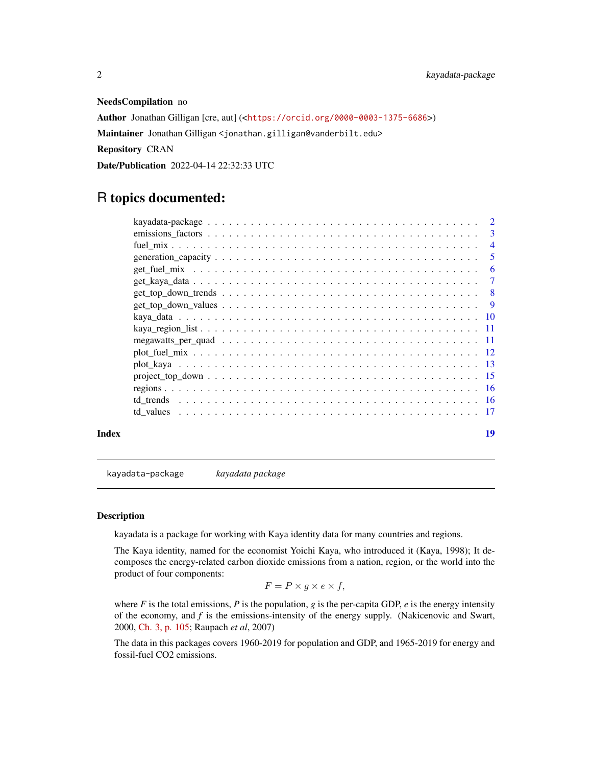**NeedsCompilation** no

**Author** Jonathan Gilligan [cre, aut] (<https://orcid.org/0000-0003-1375-6686>)

**Maintainer** Jonathan Gilligan <jonathan.gilligan@vanderbilt.edu>

**Repository** CRAN

**Date/Publication** 2022-04-14 22:32:33 UTC

# R topics documented:

- kayadata-package . . . . . . . . . . . . . . . . . . . . . . . . . . . . . . . . . . 2
- emissions_factors . . . . . . . . . . . . . . . . . . . . . . . . . . . . . . . . . . 3
- fuel_mix . . . . . . . . . . . . . . . . . . . . . . . . . . . . . . . . . . . . . . . 4
- generation_capacity . . . . . . . . . . . . . . . . . . . . . . . . . . . . . . . . . 5
- get_fuel_mix . . . . . . . . . . . . . . . . . . . . . . . . . . . . . . . . . . . . 6
- get_kaya_data . . . . . . . . . . . . . . . . . . . . . . . . . . . . . . . . . . . . 7
- get_top_down_trends . . . . . . . . . . . . . . . . . . . . . . . . . . . . . . . . 8
- get_top_down_values . . . . . . . . . . . . . . . . . . . . . . . . . . . . . . . . 9
- kaya_data . . . . . . . . . . . . . . . . . . . . . . . . . . . . . . . . . . . . . . 10
- kaya_region_list . . . . . . . . . . . . . . . . . . . . . . . . . . . . . . . . . . 11
- megawatts_per_quad . . . . . . . . . . . . . . . . . . . . . . . . . . . . . . . . 11
- plot_fuel_mix . . . . . . . . . . . . . . . . . . . . . . . . . . . . . . . . . . . . 12
- plot_kaya . . . . . . . . . . . . . . . . . . . . . . . . . . . . . . . . . . . . . . 13
- project_top_down . . . . . . . . . . . . . . . . . . . . . . . . . . . . . . . . . . 15
- regions . . . . . . . . . . . . . . . . . . . . . . . . . . . . . . . . . . . . . . . 16
- td_trends . . . . . . . . . . . . . . . . . . . . . . . . . . . . . . . . . . . . . . 16
- td_values . . . . . . . . . . . . . . . . . . . . . . . . . . . . . . . . . . . . . . 17

**Index** **19**

---

`kayadata-package` *kayadata package*

---

### Description

kayadata is a package for working with Kaya identity data for many countries and regions.

The Kaya identity, named for the economist Yoichi Kaya, who introduced it (Kaya, 1998); It decomposes the energy-related carbon dioxide emissions from a nation, region, or the world into the product of four components:

$$F = P \times g \times e \times f,$$

where *F* is the total emissions, *P* is the population, *g* is the per-capita GDP, *e* is the energy intensity of the economy, and *f* is the emissions-intensity of the energy supply. (Nakicenovic and Swart, 2000, Ch. 3, p. 105; Raupach *et al*, 2007)

The data in this packages covers 1960-2019 for population and GDP, and 1965-2019 for energy and fossil-fuel CO2 emissions.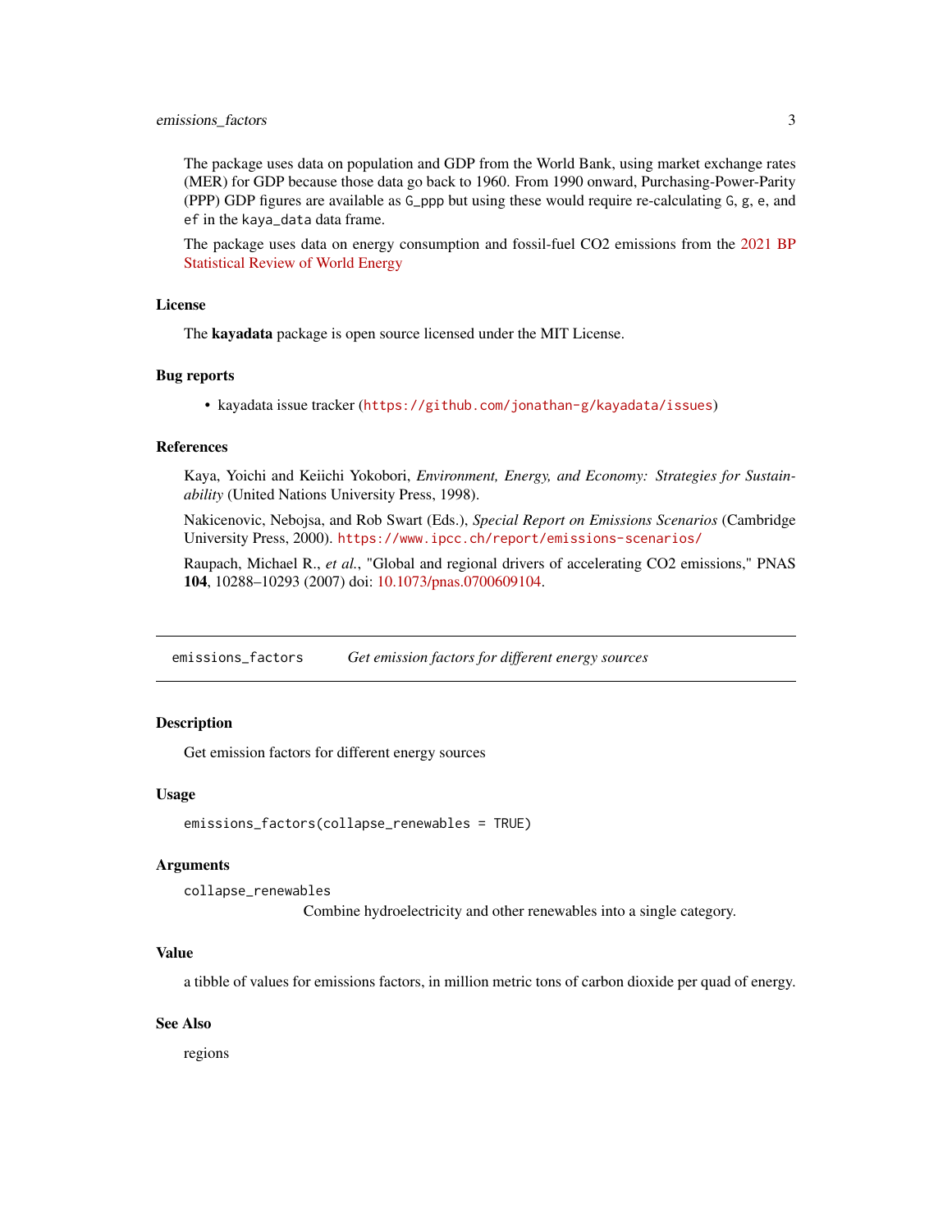The package uses data on population and GDP from the World Bank, using market exchange rates (MER) for GDP because those data go back to 1960. From 1990 onward, Purchasing-Power-Parity (PPP) GDP figures are available as `G_ppp` but using these would require re-calculating `G`, `g`, `e`, and `ef` in the `kaya_data` data frame.

The package uses data on energy consumption and fossil-fuel CO2 emissions from the 2021 BP Statistical Review of World Energy

### License

The **kayadata** package is open source licensed under the MIT License.

### Bug reports

- kayadata issue tracker (`https://github.com/jonathan-g/kayadata/issues`)

### References

Kaya, Yoichi and Keiichi Yokobori, *Environment, Energy, and Economy: Strategies for Sustainability* (United Nations University Press, 1998).

Nakicenovic, Nebojsa, and Rob Swart (Eds.), *Special Report on Emissions Scenarios* (Cambridge University Press, 2000). `https://www.ipcc.ch/report/emissions-scenarios/`

Raupach, Michael R., *et al.*, "Global and regional drivers of accelerating CO2 emissions," PNAS **104**, 10288–10293 (2007) doi: 10.1073/pnas.0700609104.

---

## `emissions_factors` *Get emission factors for different energy sources*

### Description

Get emission factors for different energy sources

### Usage

```
emissions_factors(collapse_renewables = TRUE)
```

### Arguments

`collapse_renewables`
Combine hydroelectricity and other renewables into a single category.

### Value

a tibble of values for emissions factors, in million metric tons of carbon dioxide per quad of energy.

### See Also

regions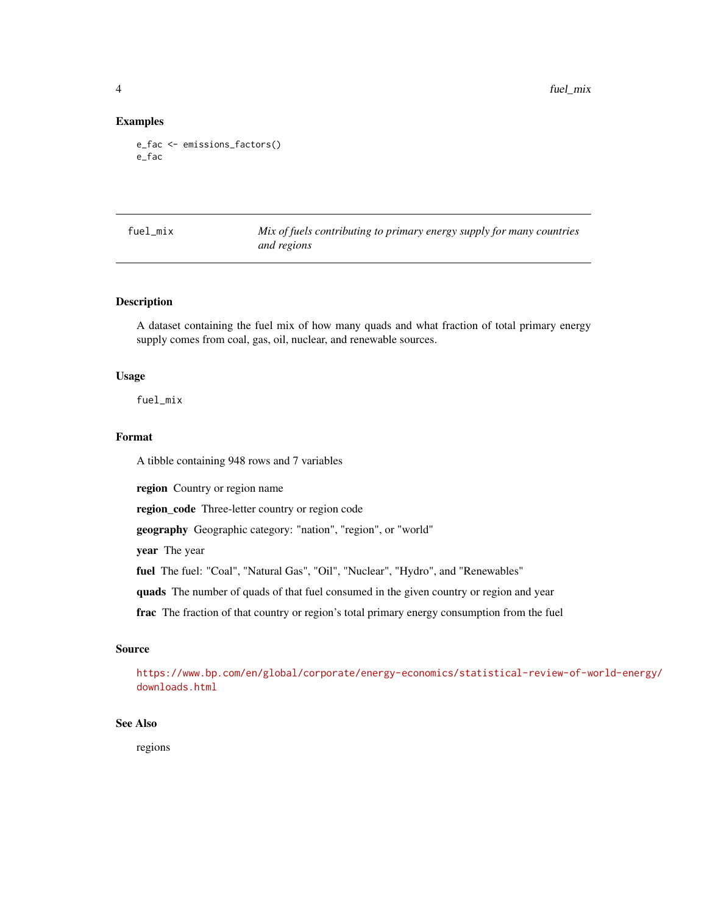### Examples

```
e_fac <- emissions_factors()
e_fac
```

## fuel_mix — *Mix of fuels contributing to primary energy supply for many countries and regions*

### Description

A dataset containing the fuel mix of how many quads and what fraction of total primary energy supply comes from coal, gas, oil, nuclear, and renewable sources.

### Usage

```
fuel_mix
```

### Format

A tibble containing 948 rows and 7 variables

**region** Country or region name

**region_code** Three-letter country or region code

**geography** Geographic category: "nation", "region", or "world"

**year** The year

**fuel** The fuel: "Coal", "Natural Gas", "Oil", "Nuclear", "Hydro", and "Renewables"

**quads** The number of quads of that fuel consumed in the given country or region and year

**frac** The fraction of that country or region's total primary energy consumption from the fuel

### Source

https://www.bp.com/en/global/corporate/energy-economics/statistical-review-of-world-energy/downloads.html

### See Also

regions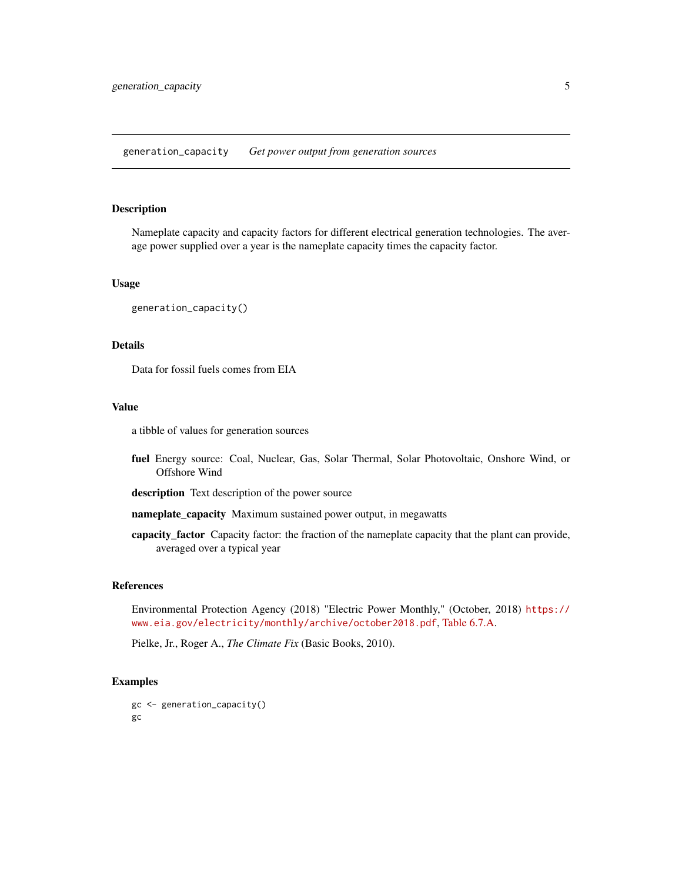## generation_capacity *Get power output from generation sources*

### Description

Nameplate capacity and capacity factors for different electrical generation technologies. The average power supplied over a year is the nameplate capacity times the capacity factor.

### Usage

```
generation_capacity()
```

### Details

Data for fossil fuels comes from EIA

### Value

a tibble of values for generation sources

**fuel** Energy source: Coal, Nuclear, Gas, Solar Thermal, Solar Photovoltaic, Onshore Wind, or Offshore Wind

**description** Text description of the power source

**nameplate_capacity** Maximum sustained power output, in megawatts

**capacity_factor** Capacity factor: the fraction of the nameplate capacity that the plant can provide, averaged over a typical year

### References

Environmental Protection Agency (2018) "Electric Power Monthly," (October, 2018) https://www.eia.gov/electricity/monthly/archive/october2018.pdf, Table 6.7.A.

Pielke, Jr., Roger A., *The Climate Fix* (Basic Books, 2010).

### Examples

```
gc <- generation_capacity()
gc
```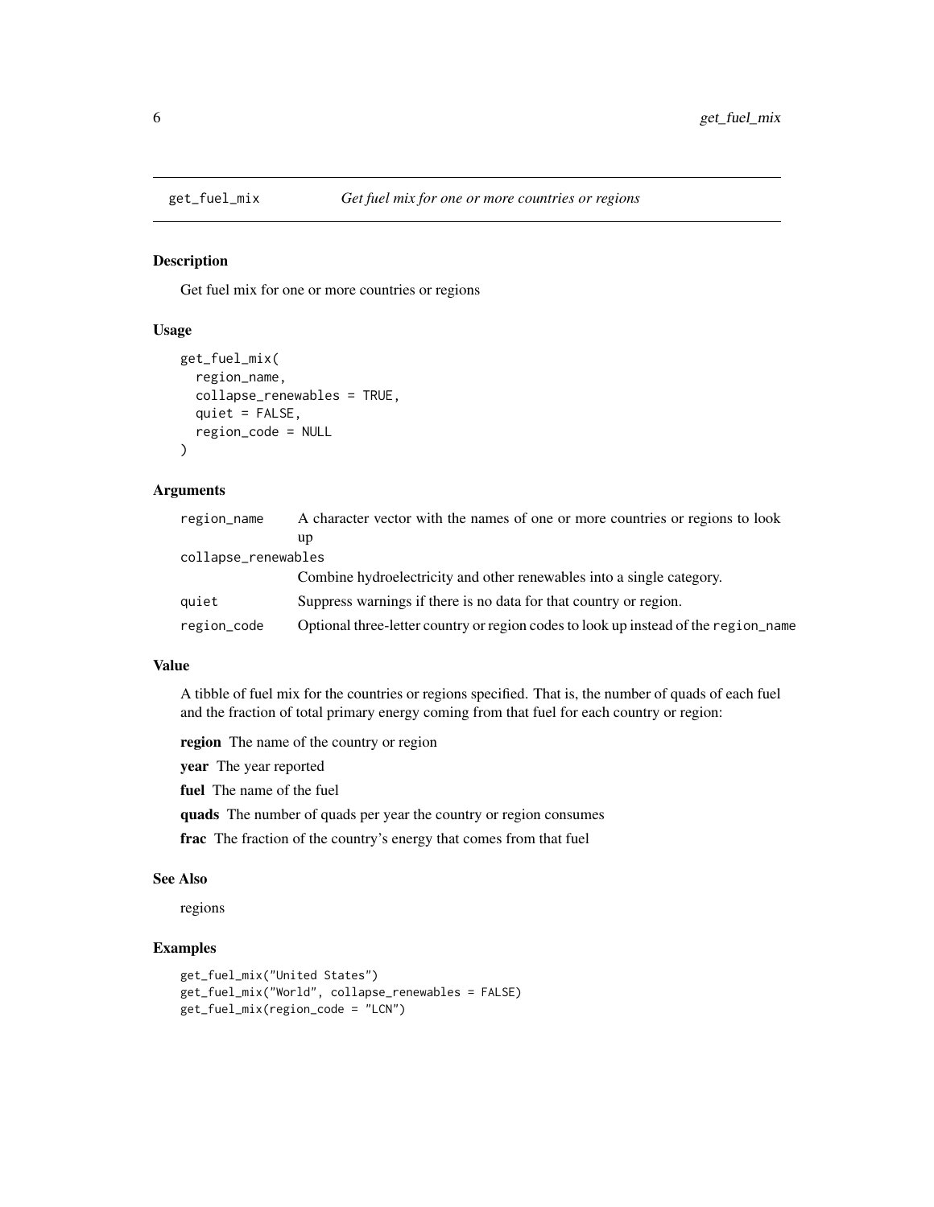get_fuel_mix *Get fuel mix for one or more countries or regions*

### Description

Get fuel mix for one or more countries or regions

### Usage

```
get_fuel_mix(
  region_name,
  collapse_renewables = TRUE,
  quiet = FALSE,
  region_code = NULL
)
```

### Arguments

| | |
|---|---|
| region_name | A character vector with the names of one or more countries or regions to look up |
| collapse_renewables | Combine hydroelectricity and other renewables into a single category. |
| quiet | Suppress warnings if there is no data for that country or region. |
| region_code | Optional three-letter country or region codes to look up instead of the region_name |

### Value

A tibble of fuel mix for the countries or regions specified. That is, the number of quads of each fuel and the fraction of total primary energy coming from that fuel for each country or region:

**region** The name of the country or region

**year** The year reported

**fuel** The name of the fuel

**quads** The number of quads per year the country or region consumes

**frac** The fraction of the country's energy that comes from that fuel

### See Also

regions

### Examples

```
get_fuel_mix("United States")
get_fuel_mix("World", collapse_renewables = FALSE)
get_fuel_mix(region_code = "LCN")
```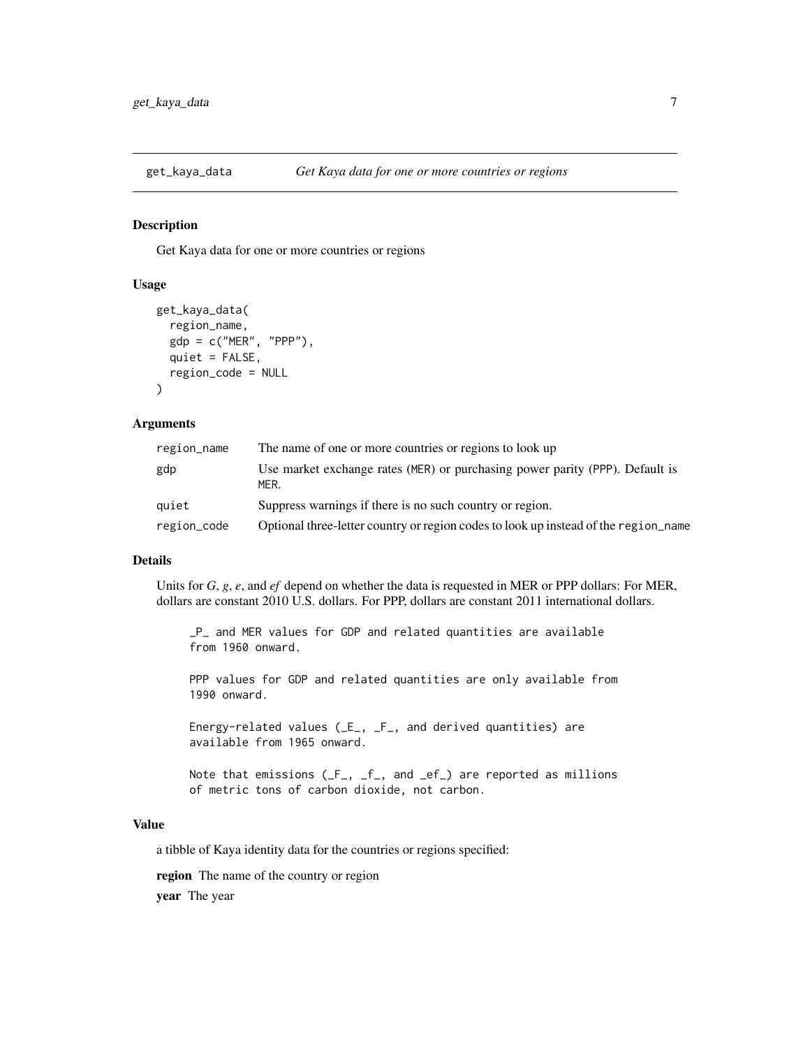## get_kaya_data — *Get Kaya data for one or more countries or regions*

### Description

Get Kaya data for one or more countries or regions

### Usage

```
get_kaya_data(
  region_name,
  gdp = c("MER", "PPP"),
  quiet = FALSE,
  region_code = NULL
)
```

### Arguments

| | |
|---|---|
| region_name | The name of one or more countries or regions to look up |
| gdp | Use market exchange rates (MER) or purchasing power parity (PPP). Default is MER. |
| quiet | Suppress warnings if there is no such country or region. |
| region_code | Optional three-letter country or region codes to look up instead of the region_name |

### Details

Units for *G*, *g*, *e*, and *ef* depend on whether the data is requested in MER or PPP dollars: For MER, dollars are constant 2010 U.S. dollars. For PPP, dollars are constant 2011 international dollars.

```
_P_ and MER values for GDP and related quantities are available
from 1960 onward.

PPP values for GDP and related quantities are only available from
1990 onward.

Energy-related values (_E_, _F_, and derived quantities) are
available from 1965 onward.

Note that emissions (_F_, _f_, and _ef_) are reported as millions
of metric tons of carbon dioxide, not carbon.
```

### Value

a tibble of Kaya identity data for the countries or regions specified:

**region** The name of the country or region

**year** The year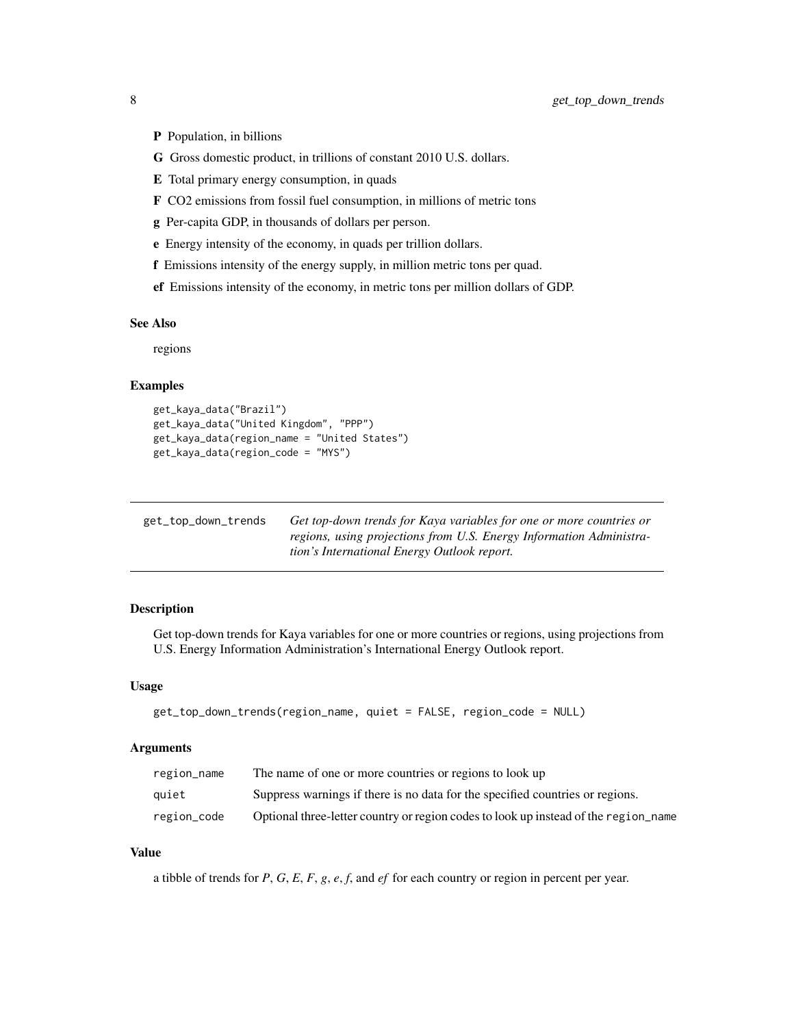- **P** Population, in billions
- **G** Gross domestic product, in trillions of constant 2010 U.S. dollars.
- **E** Total primary energy consumption, in quads
- **F** CO2 emissions from fossil fuel consumption, in millions of metric tons
- **g** Per-capita GDP, in thousands of dollars per person.
- **e** Energy intensity of the economy, in quads per trillion dollars.
- **f** Emissions intensity of the energy supply, in million metric tons per quad.
- **ef** Emissions intensity of the economy, in metric tons per million dollars of GDP.

### See Also

regions

### Examples

```
get_kaya_data("Brazil")
get_kaya_data("United Kingdom", "PPP")
get_kaya_data(region_name = "United States")
get_kaya_data(region_code = "MYS")
```

---

## get_top_down_trends

*Get top-down trends for Kaya variables for one or more countries or regions, using projections from U.S. Energy Information Administration's International Energy Outlook report.*

---

### Description

Get top-down trends for Kaya variables for one or more countries or regions, using projections from U.S. Energy Information Administration's International Energy Outlook report.

### Usage

```
get_top_down_trends(region_name, quiet = FALSE, region_code = NULL)
```

### Arguments

| | |
|---|---|
| region_name | The name of one or more countries or regions to look up |
| quiet | Suppress warnings if there is no data for the specified countries or regions. |
| region_code | Optional three-letter country or region codes to look up instead of the region_name |

### Value

a tibble of trends for *P*, *G*, *E*, *F*, *g*, *e*, *f*, and *ef* for each country or region in percent per year.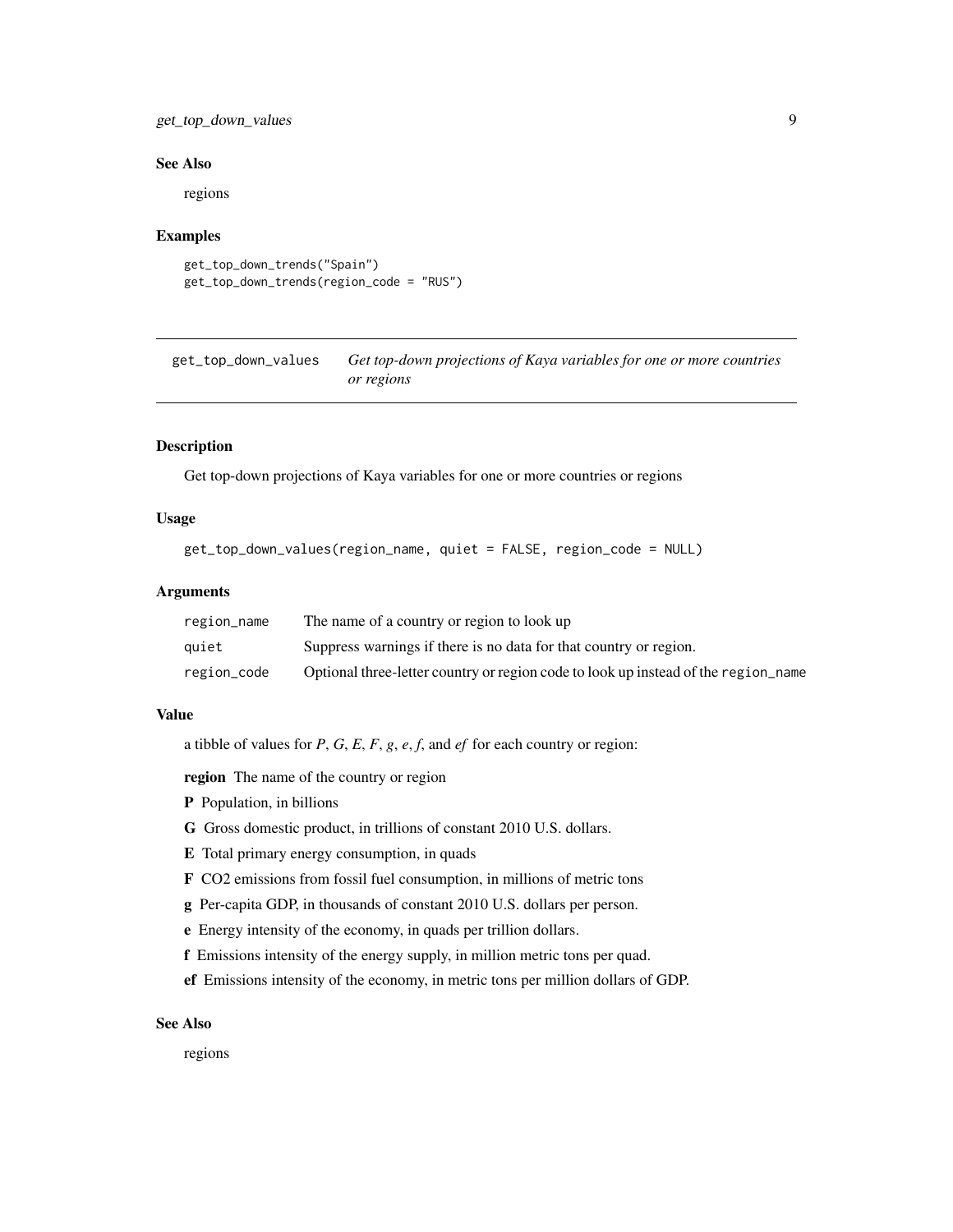### See Also

regions

### Examples

```
get_top_down_trends("Spain")
get_top_down_trends(region_code = "RUS")
```

## get_top_down_values *Get top-down projections of Kaya variables for one or more countries or regions*

### Description

Get top-down projections of Kaya variables for one or more countries or regions

### Usage

```
get_top_down_values(region_name, quiet = FALSE, region_code = NULL)
```

### Arguments

| | |
|---|---|
| region_name | The name of a country or region to look up |
| quiet | Suppress warnings if there is no data for that country or region. |
| region_code | Optional three-letter country or region code to look up instead of the region_name |

### Value

a tibble of values for *P*, *G*, *E*, *F*, *g*, *e*, *f*, and *ef* for each country or region:

**region** The name of the country or region

**P** Population, in billions

**G** Gross domestic product, in trillions of constant 2010 U.S. dollars.

**E** Total primary energy consumption, in quads

**F** CO2 emissions from fossil fuel consumption, in millions of metric tons

**g** Per-capita GDP, in thousands of constant 2010 U.S. dollars per person.

**e** Energy intensity of the economy, in quads per trillion dollars.

**f** Emissions intensity of the energy supply, in million metric tons per quad.

**ef** Emissions intensity of the economy, in metric tons per million dollars of GDP.

### See Also

regions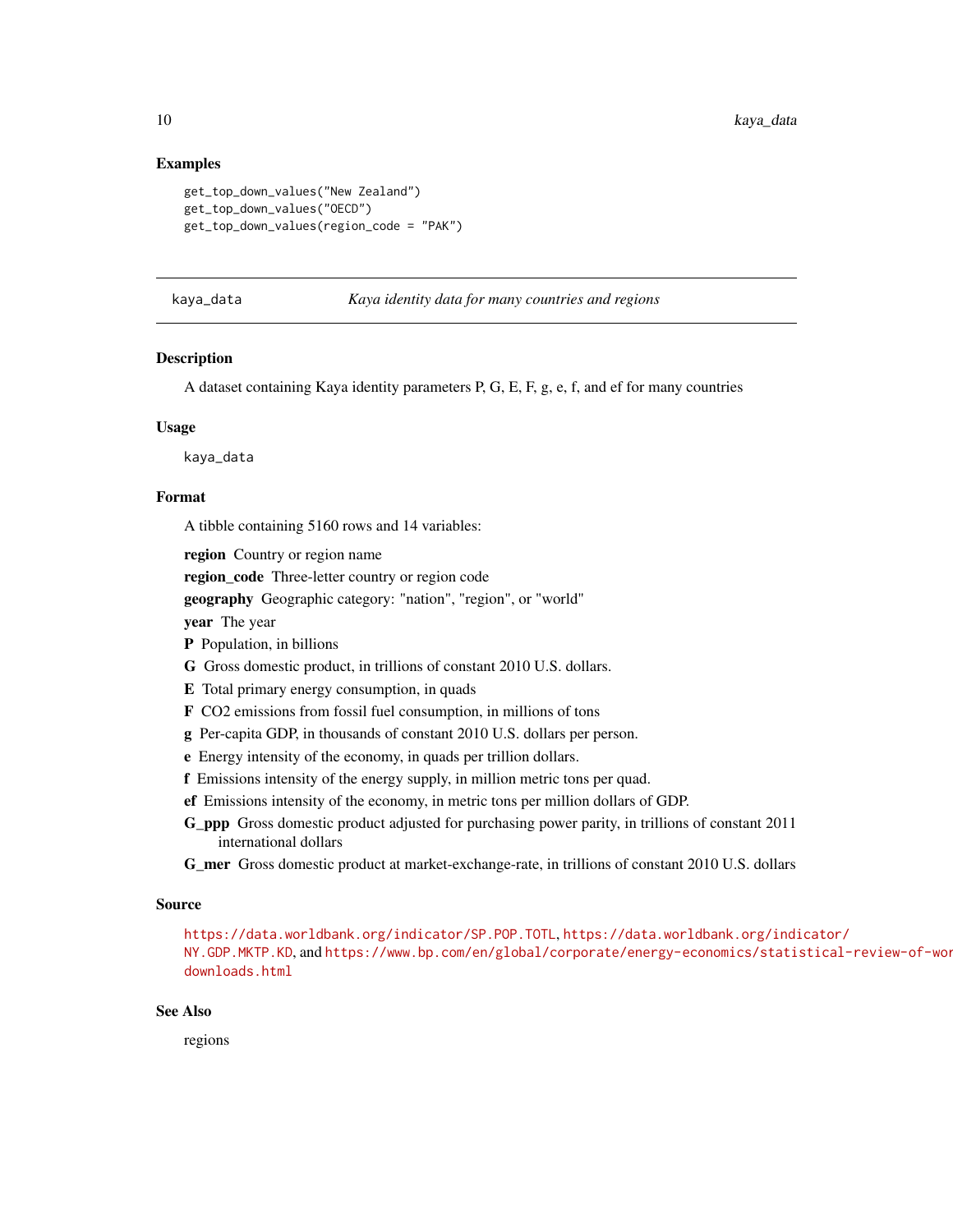### Examples

```
get_top_down_values("New Zealand")
get_top_down_values("OECD")
get_top_down_values(region_code = "PAK")
```

---

## kaya_data — *Kaya identity data for many countries and regions*

---

### Description

A dataset containing Kaya identity parameters P, G, E, F, g, e, f, and ef for many countries

### Usage

```
kaya_data
```

### Format

A tibble containing 5160 rows and 14 variables:

**region** Country or region name

**region_code** Three-letter country or region code

**geography** Geographic category: "nation", "region", or "world"

**year** The year

**P** Population, in billions

**G** Gross domestic product, in trillions of constant 2010 U.S. dollars.

**E** Total primary energy consumption, in quads

**F** CO2 emissions from fossil fuel consumption, in millions of tons

**g** Per-capita GDP, in thousands of constant 2010 U.S. dollars per person.

**e** Energy intensity of the economy, in quads per trillion dollars.

**f** Emissions intensity of the energy supply, in million metric tons per quad.

**ef** Emissions intensity of the economy, in metric tons per million dollars of GDP.

**G_ppp** Gross domestic product adjusted for purchasing power parity, in trillions of constant 2011 international dollars

**G_mer** Gross domestic product at market-exchange-rate, in trillions of constant 2010 U.S. dollars

### Source

https://data.worldbank.org/indicator/SP.POP.TOTL, https://data.worldbank.org/indicator/NY.GDP.MKTP.KD, and https://www.bp.com/en/global/corporate/energy-economics/statistical-review-of-wor downloads.html

### See Also

regions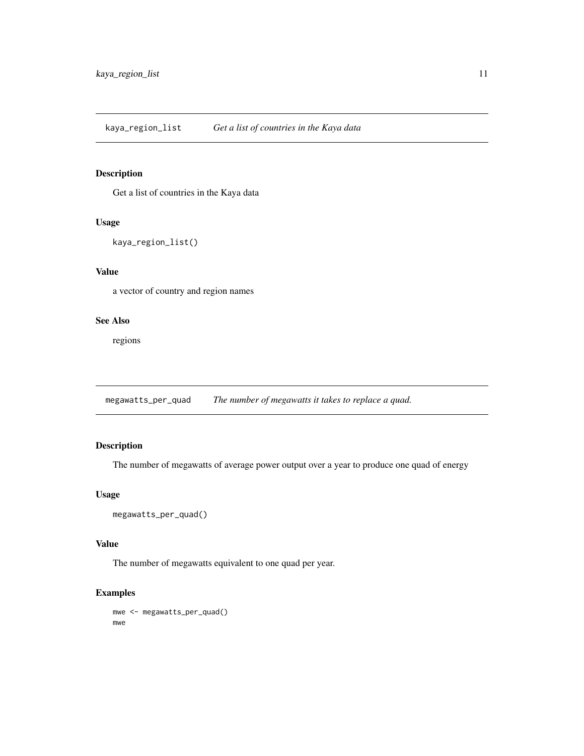## kaya_region_list    *Get a list of countries in the Kaya data*

### Description

Get a list of countries in the Kaya data

### Usage

```
kaya_region_list()
```

### Value

a vector of country and region names

### See Also

regions

## megawatts_per_quad    *The number of megawatts it takes to replace a quad.*

### Description

The number of megawatts of average power output over a year to produce one quad of energy

### Usage

```
megawatts_per_quad()
```

### Value

The number of megawatts equivalent to one quad per year.

### Examples

```
mwe <- megawatts_per_quad()
mwe
```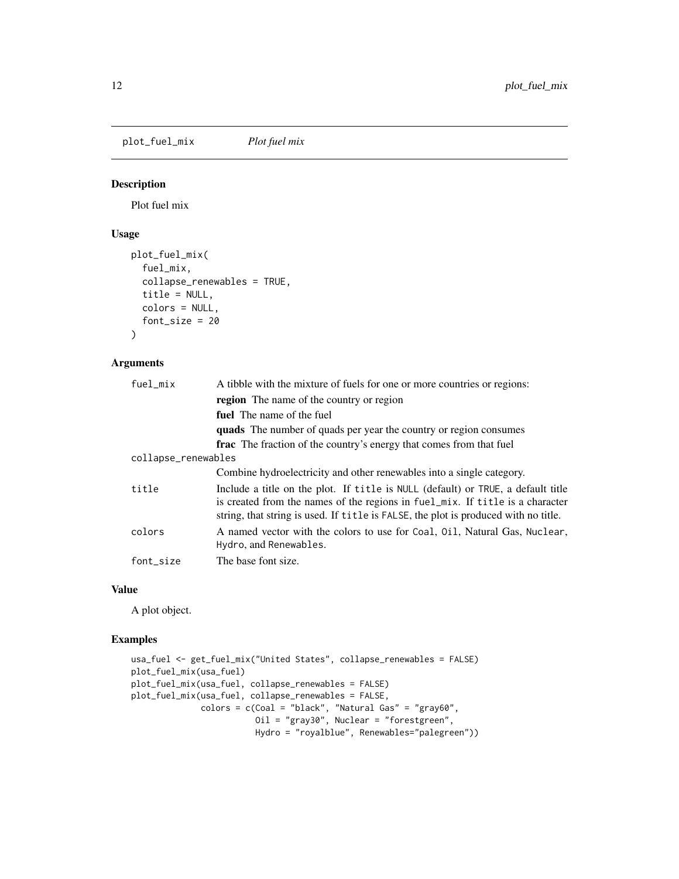plot_fuel_mix *Plot fuel mix*

## Description

Plot fuel mix

## Usage

```
plot_fuel_mix(
  fuel_mix,
  collapse_renewables = TRUE,
  title = NULL,
  colors = NULL,
  font_size = 20
)
```

## Arguments

| | |
|---|---|
| fuel_mix | A tibble with the mixture of fuels for one or more countries or regions:<br>**region** The name of the country or region<br>**fuel** The name of the fuel<br>**quads** The number of quads per year the country or region consumes<br>**frac** The fraction of the country's energy that comes from that fuel |
| collapse_renewables | Combine hydroelectricity and other renewables into a single category. |
| title | Include a title on the plot. If `title` is `NULL` (default) or `TRUE`, a default title is created from the names of the regions in `fuel_mix`. If `title` is a character string, that string is used. If `title` is `FALSE`, the plot is produced with no title. |
| colors | A named vector with the colors to use for `Coal`, `Oil`, `Natural Gas`, `Nuclear`, `Hydro`, and `Renewables`. |
| font_size | The base font size. |

## Value

A plot object.

## Examples

```
usa_fuel <- get_fuel_mix("United States", collapse_renewables = FALSE)
plot_fuel_mix(usa_fuel)
plot_fuel_mix(usa_fuel, collapse_renewables = FALSE)
plot_fuel_mix(usa_fuel, collapse_renewables = FALSE,
              colors = c(Coal = "black", "Natural Gas" = "gray60",
                         Oil = "gray30", Nuclear = "forestgreen",
                         Hydro = "royalblue", Renewables="palegreen"))
```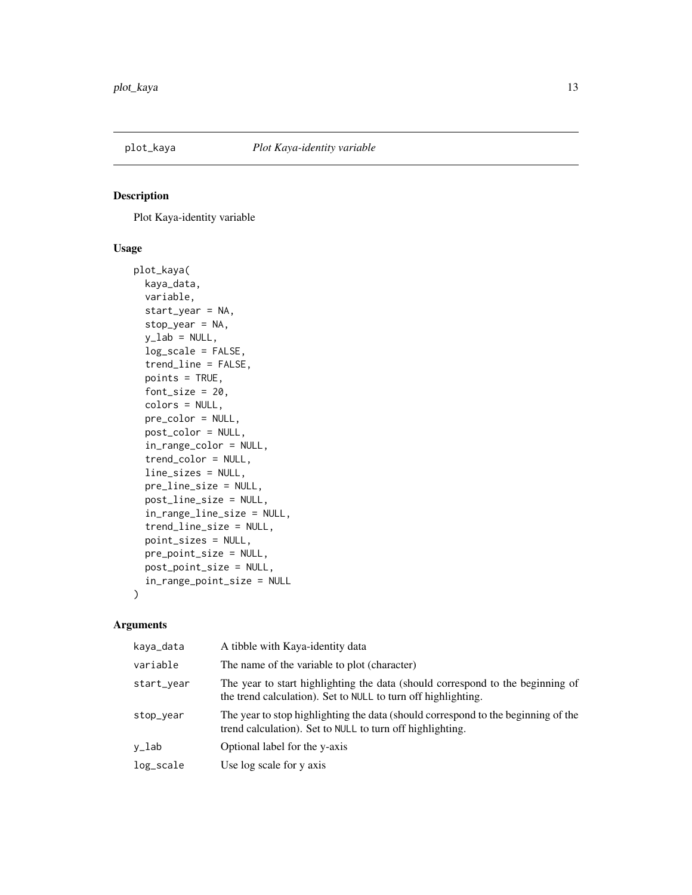## plot_kaya *Plot Kaya-identity variable*

### Description

Plot Kaya-identity variable

### Usage

```
plot_kaya(
  kaya_data,
  variable,
  start_year = NA,
  stop_year = NA,
  y_lab = NULL,
  log_scale = FALSE,
  trend_line = FALSE,
  points = TRUE,
  font_size = 20,
  colors = NULL,
  pre_color = NULL,
  post_color = NULL,
  in_range_color = NULL,
  trend_color = NULL,
  line_sizes = NULL,
  pre_line_size = NULL,
  post_line_size = NULL,
  in_range_line_size = NULL,
  trend_line_size = NULL,
  point_sizes = NULL,
  pre_point_size = NULL,
  post_point_size = NULL,
  in_range_point_size = NULL
)
```

### Arguments

| | |
|---|---|
| `kaya_data` | A tibble with Kaya-identity data |
| `variable` | The name of the variable to plot (character) |
| `start_year` | The year to start highlighting the data (should correspond to the beginning of the trend calculation). Set to `NULL` to turn off highlighting. |
| `stop_year` | The year to stop highlighting the data (should correspond to the beginning of the trend calculation). Set to `NULL` to turn off highlighting. |
| `y_lab` | Optional label for the y-axis |
| `log_scale` | Use log scale for y axis |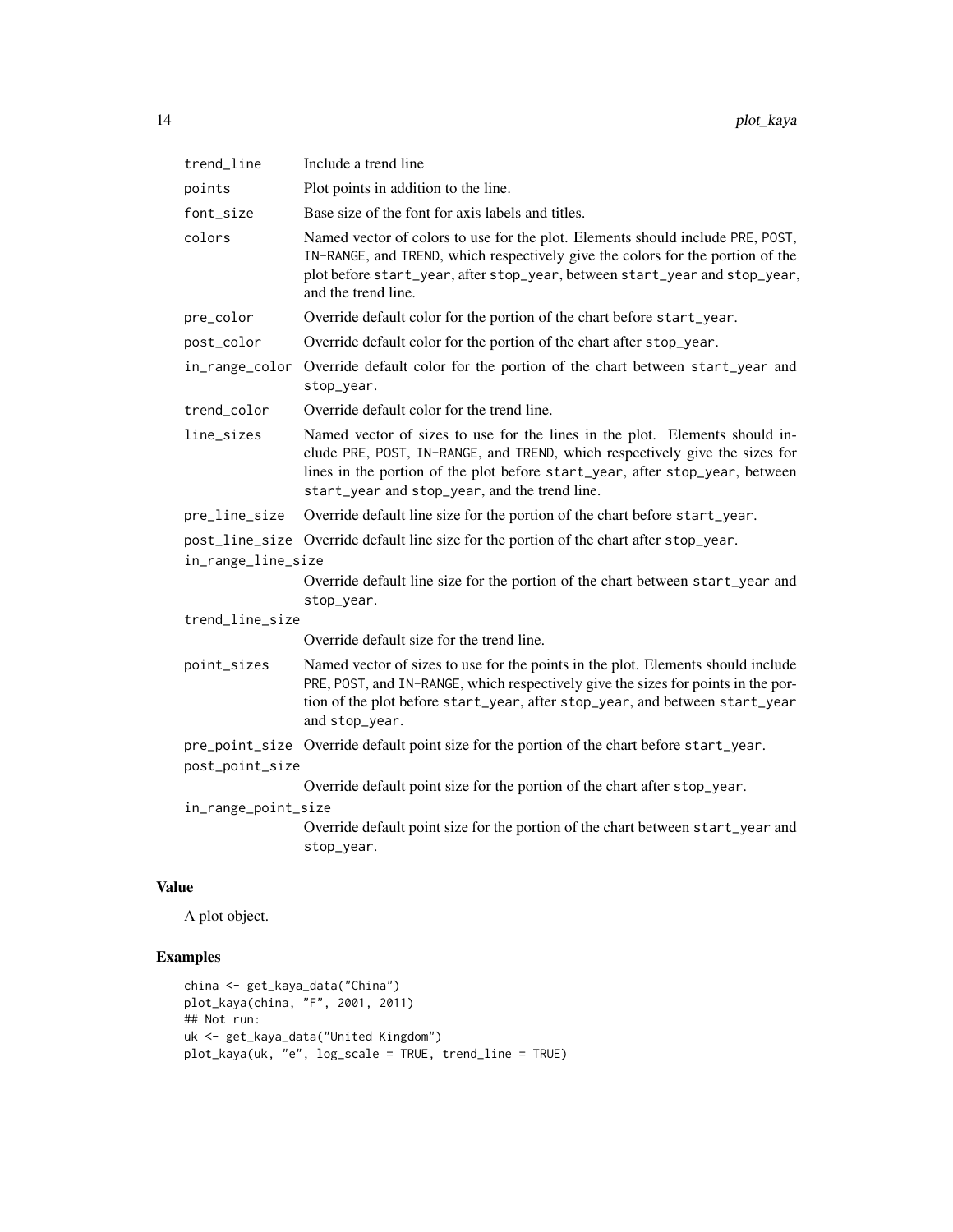| | |
|---|---|
| `trend_line` | Include a trend line |
| `points` | Plot points in addition to the line. |
| `font_size` | Base size of the font for axis labels and titles. |
| `colors` | Named vector of colors to use for the plot. Elements should include `PRE`, `POST`, `IN-RANGE`, and `TREND`, which respectively give the colors for the portion of the plot before `start_year`, after `stop_year`, between `start_year` and `stop_year`, and the trend line. |
| `pre_color` | Override default color for the portion of the chart before `start_year`. |
| `post_color` | Override default color for the portion of the chart after `stop_year`. |
| `in_range_color` | Override default color for the portion of the chart between `start_year` and `stop_year`. |
| `trend_color` | Override default color for the trend line. |
| `line_sizes` | Named vector of sizes to use for the lines in the plot. Elements should include `PRE`, `POST`, `IN-RANGE`, and `TREND`, which respectively give the sizes for lines in the portion of the plot before `start_year`, after `stop_year`, between `start_year` and `stop_year`, and the trend line. |
| `pre_line_size` | Override default line size for the portion of the chart before `start_year`. |
| `post_line_size` | Override default line size for the portion of the chart after `stop_year`. |
| `in_range_line_size` | Override default line size for the portion of the chart between `start_year` and `stop_year`. |
| `trend_line_size` | Override default size for the trend line. |
| `point_sizes` | Named vector of sizes to use for the points in the plot. Elements should include `PRE`, `POST`, and `IN-RANGE`, which respectively give the sizes for points in the portion of the plot before `start_year`, after `stop_year`, and between `start_year` and `stop_year`. |
| `pre_point_size` | Override default point size for the portion of the chart before `start_year`. |
| `post_point_size` | Override default point size for the portion of the chart after `stop_year`. |
| `in_range_point_size` | Override default point size for the portion of the chart between `start_year` and `stop_year`. |

## Value

A plot object.

## Examples

```
china <- get_kaya_data("China")
plot_kaya(china, "F", 2001, 2011)
## Not run:
uk <- get_kaya_data("United Kingdom")
plot_kaya(uk, "e", log_scale = TRUE, trend_line = TRUE)
```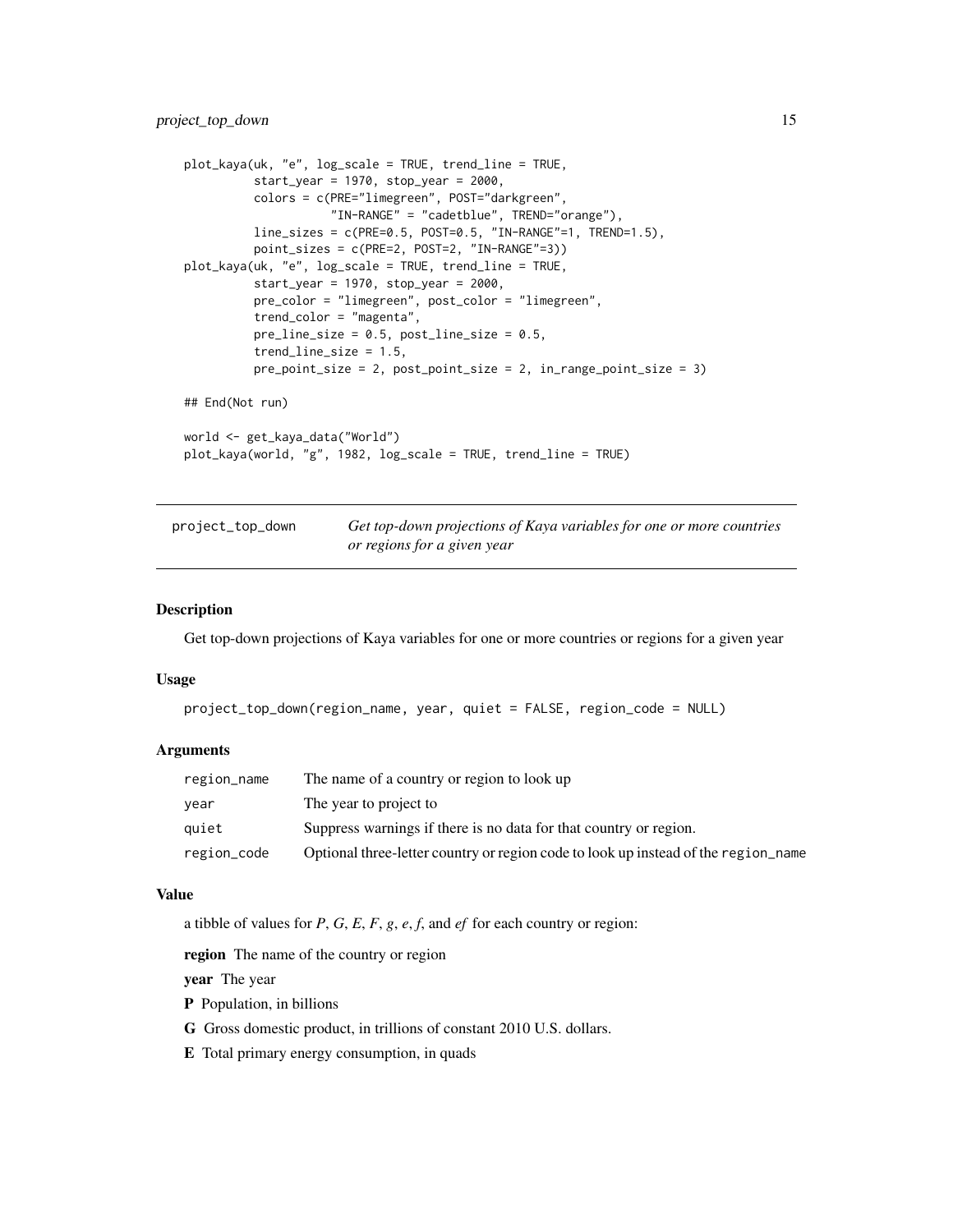```
plot_kaya(uk, "e", log_scale = TRUE, trend_line = TRUE,
          start_year = 1970, stop_year = 2000,
          colors = c(PRE="limegreen", POST="darkgreen",
                     "IN-RANGE" = "cadetblue", TREND="orange"),
          line_sizes = c(PRE=0.5, POST=0.5, "IN-RANGE"=1, TREND=1.5),
          point_sizes = c(PRE=2, POST=2, "IN-RANGE"=3))
plot_kaya(uk, "e", log_scale = TRUE, trend_line = TRUE,
          start_year = 1970, stop_year = 2000,
          pre_color = "limegreen", post_color = "limegreen",
          trend_color = "magenta",
          pre_line_size = 0.5, post_line_size = 0.5,
          trend_line_size = 1.5,
          pre_point_size = 2, post_point_size = 2, in_range_point_size = 3)

## End(Not run)

world <- get_kaya_data("World")
plot_kaya(world, "g", 1982, log_scale = TRUE, trend_line = TRUE)
```

---

## project_top_down — *Get top-down projections of Kaya variables for one or more countries or regions for a given year*

---

### Description

Get top-down projections of Kaya variables for one or more countries or regions for a given year

### Usage

```
project_top_down(region_name, year, quiet = FALSE, region_code = NULL)
```

### Arguments

| | |
|---|---|
| `region_name` | The name of a country or region to look up |
| `year` | The year to project to |
| `quiet` | Suppress warnings if there is no data for that country or region. |
| `region_code` | Optional three-letter country or region code to look up instead of the `region_name` |

### Value

a tibble of values for *P*, *G*, *E*, *F*, *g*, *e*, *f*, and *ef* for each country or region:

**region** The name of the country or region

**year** The year

**P** Population, in billions

**G** Gross domestic product, in trillions of constant 2010 U.S. dollars.

**E** Total primary energy consumption, in quads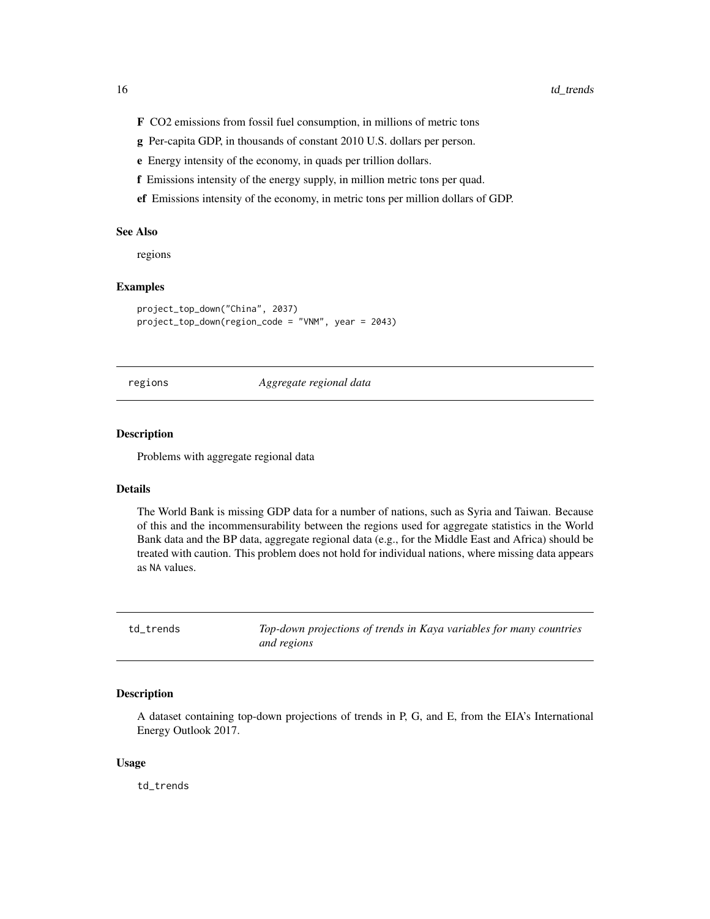**F** CO2 emissions from fossil fuel consumption, in millions of metric tons

**g** Per-capita GDP, in thousands of constant 2010 U.S. dollars per person.

**e** Energy intensity of the economy, in quads per trillion dollars.

**f** Emissions intensity of the energy supply, in million metric tons per quad.

**ef** Emissions intensity of the economy, in metric tons per million dollars of GDP.

### See Also

regions

### Examples

```
project_top_down("China", 2037)
project_top_down(region_code = "VNM", year = 2043)
```

## regions — *Aggregate regional data*

### Description

Problems with aggregate regional data

### Details

The World Bank is missing GDP data for a number of nations, such as Syria and Taiwan. Because of this and the incommensurability between the regions used for aggregate statistics in the World Bank data and the BP data, aggregate regional data (e.g., for the Middle East and Africa) should be treated with caution. This problem does not hold for individual nations, where missing data appears as `NA` values.

## td_trends — *Top-down projections of trends in Kaya variables for many countries and regions*

### Description

A dataset containing top-down projections of trends in P, G, and E, from the EIA's International Energy Outlook 2017.

### Usage

```
td_trends
```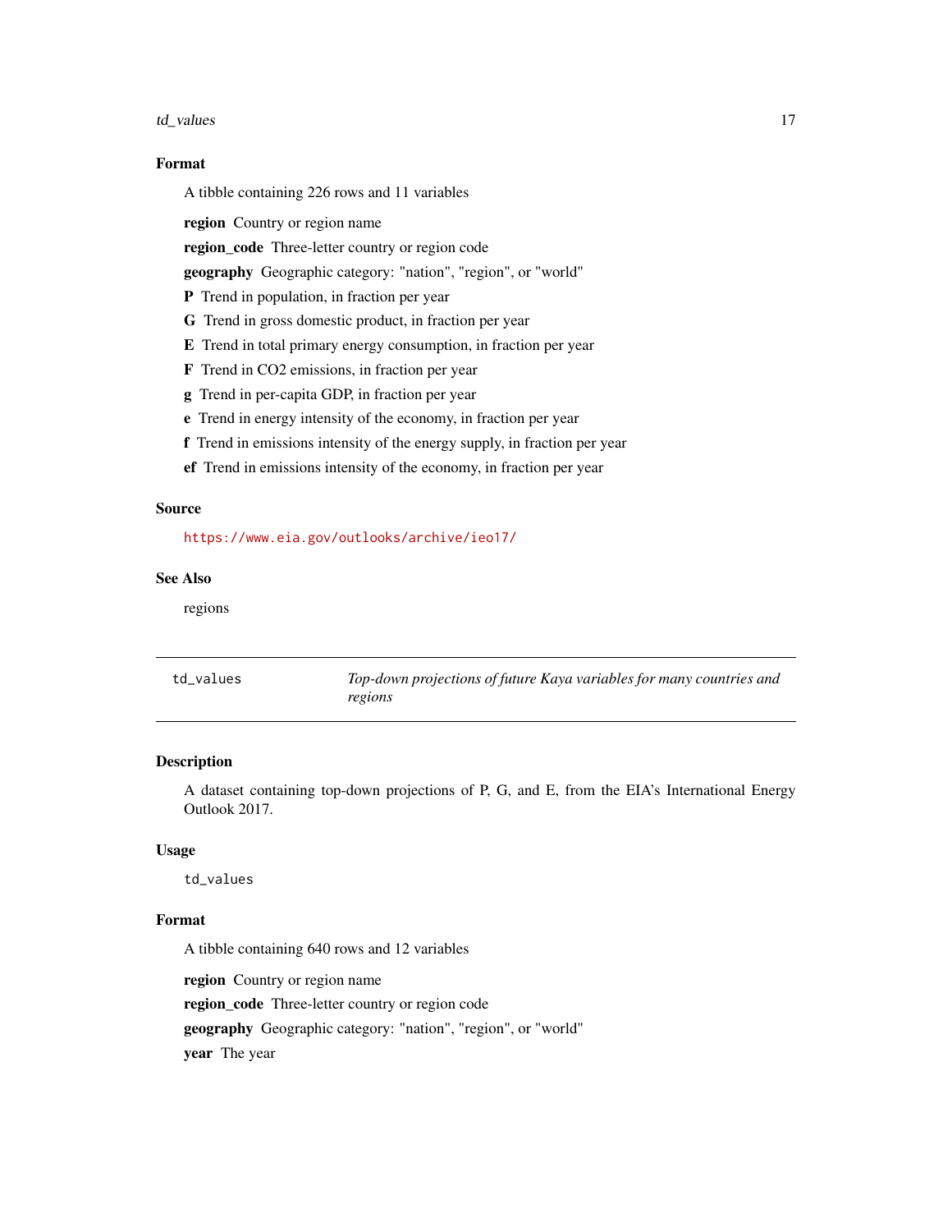### Format

A tibble containing 226 rows and 11 variables

**region** Country or region name

**region_code** Three-letter country or region code

**geography** Geographic category: "nation", "region", or "world"

**P** Trend in population, in fraction per year

**G** Trend in gross domestic product, in fraction per year

**E** Trend in total primary energy consumption, in fraction per year

**F** Trend in CO2 emissions, in fraction per year

**g** Trend in per-capita GDP, in fraction per year

**e** Trend in energy intensity of the economy, in fraction per year

**f** Trend in emissions intensity of the energy supply, in fraction per year

**ef** Trend in emissions intensity of the economy, in fraction per year

### Source

https://www.eia.gov/outlooks/archive/ieo17/

### See Also

regions

---

## td_values — *Top-down projections of future Kaya variables for many countries and regions*

---

### Description

A dataset containing top-down projections of P, G, and E, from the EIA's International Energy Outlook 2017.

### Usage

```
td_values
```

### Format

A tibble containing 640 rows and 12 variables

**region** Country or region name

**region_code** Three-letter country or region code

**geography** Geographic category: "nation", "region", or "world"

**year** The year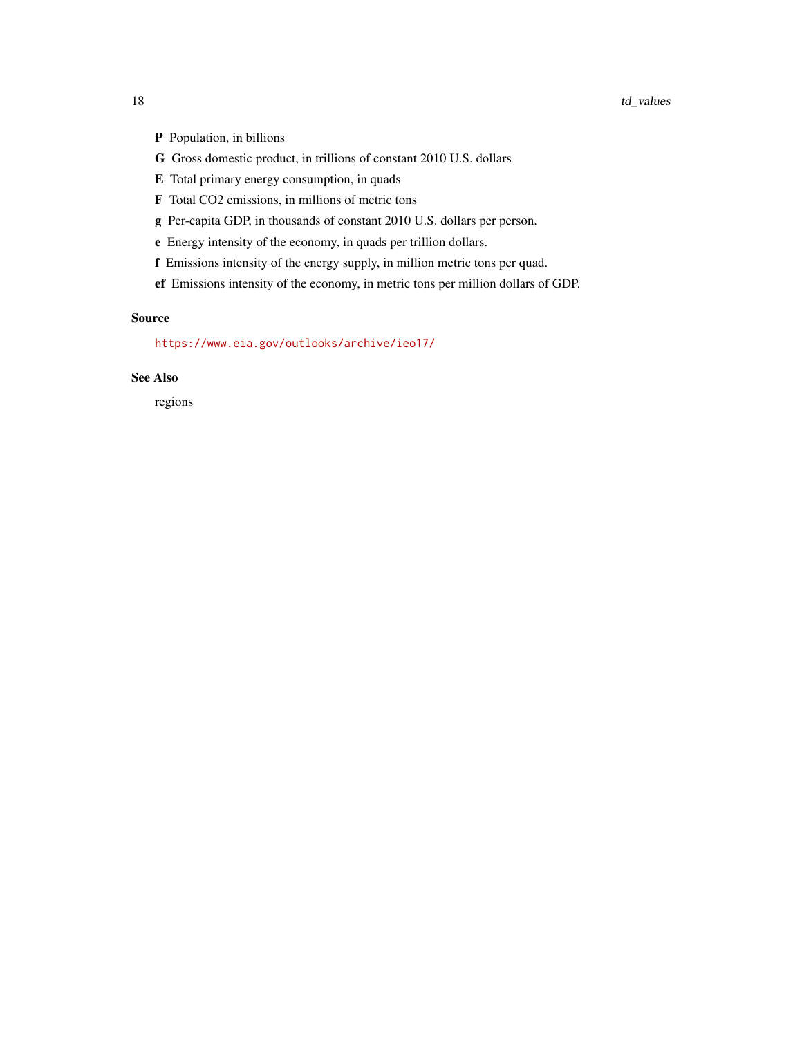**P** Population, in billions

**G** Gross domestic product, in trillions of constant 2010 U.S. dollars

**E** Total primary energy consumption, in quads

**F** Total $CO_2$ emissions, in millions of metric tons

**g** Per-capita GDP, in thousands of constant 2010 U.S. dollars per person.

**e** Energy intensity of the economy, in quads per trillion dollars.

**f** Emissions intensity of the energy supply, in million metric tons per quad.

**ef** Emissions intensity of the economy, in metric tons per million dollars of GDP.

### Source

https://www.eia.gov/outlooks/archive/ieo17/

### See Also

regions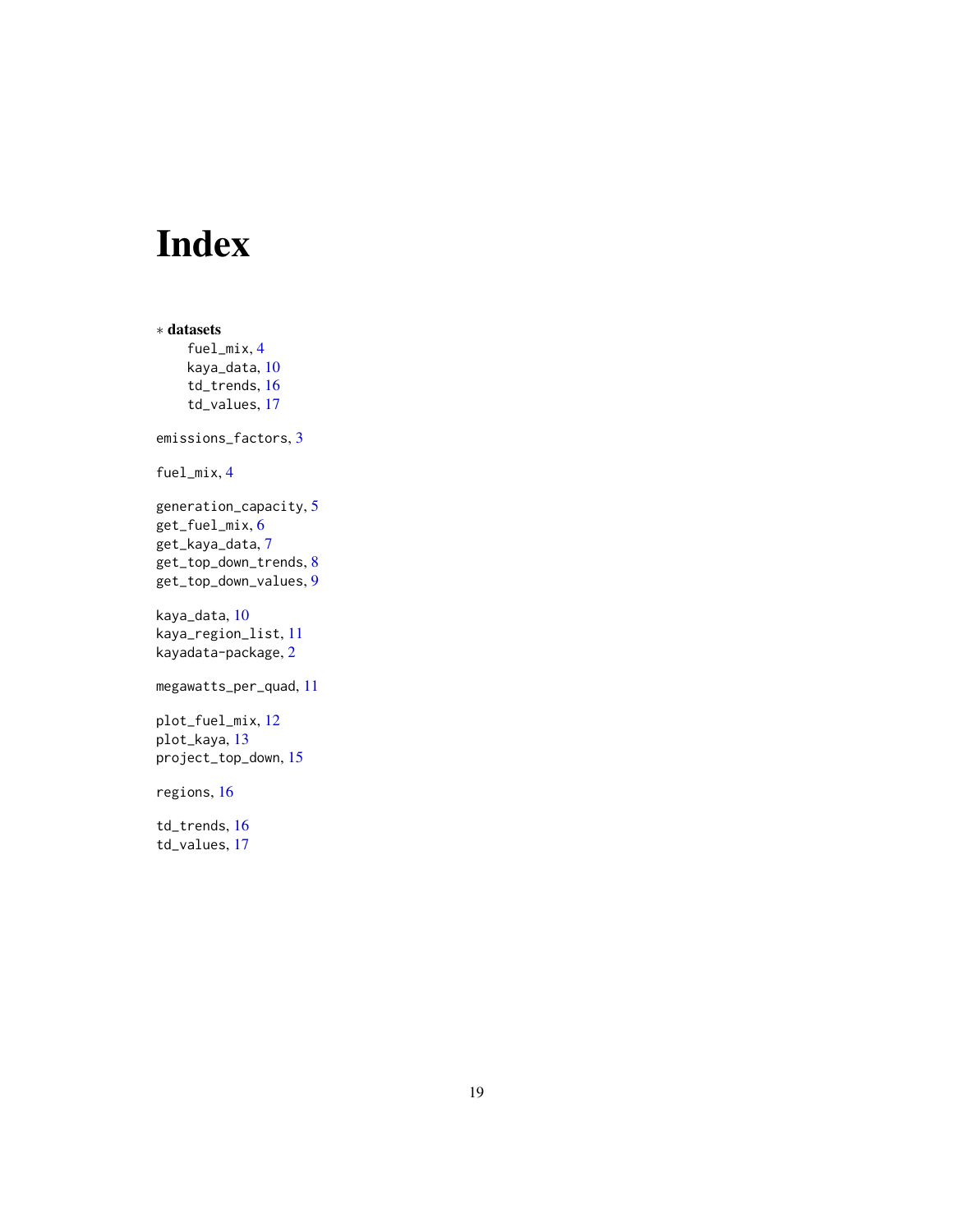# Index

∗ **datasets**
    fuel_mix, 4
    kaya_data, 10
    td_trends, 16
    td_values, 17

emissions_factors, 3

fuel_mix, 4

generation_capacity, 5
get_fuel_mix, 6
get_kaya_data, 7
get_top_down_trends, 8
get_top_down_values, 9

kaya_data, 10
kaya_region_list, 11
kayadata-package, 2

megawatts_per_quad, 11

plot_fuel_mix, 12
plot_kaya, 13
project_top_down, 15

regions, 16

td_trends, 16
td_values, 17